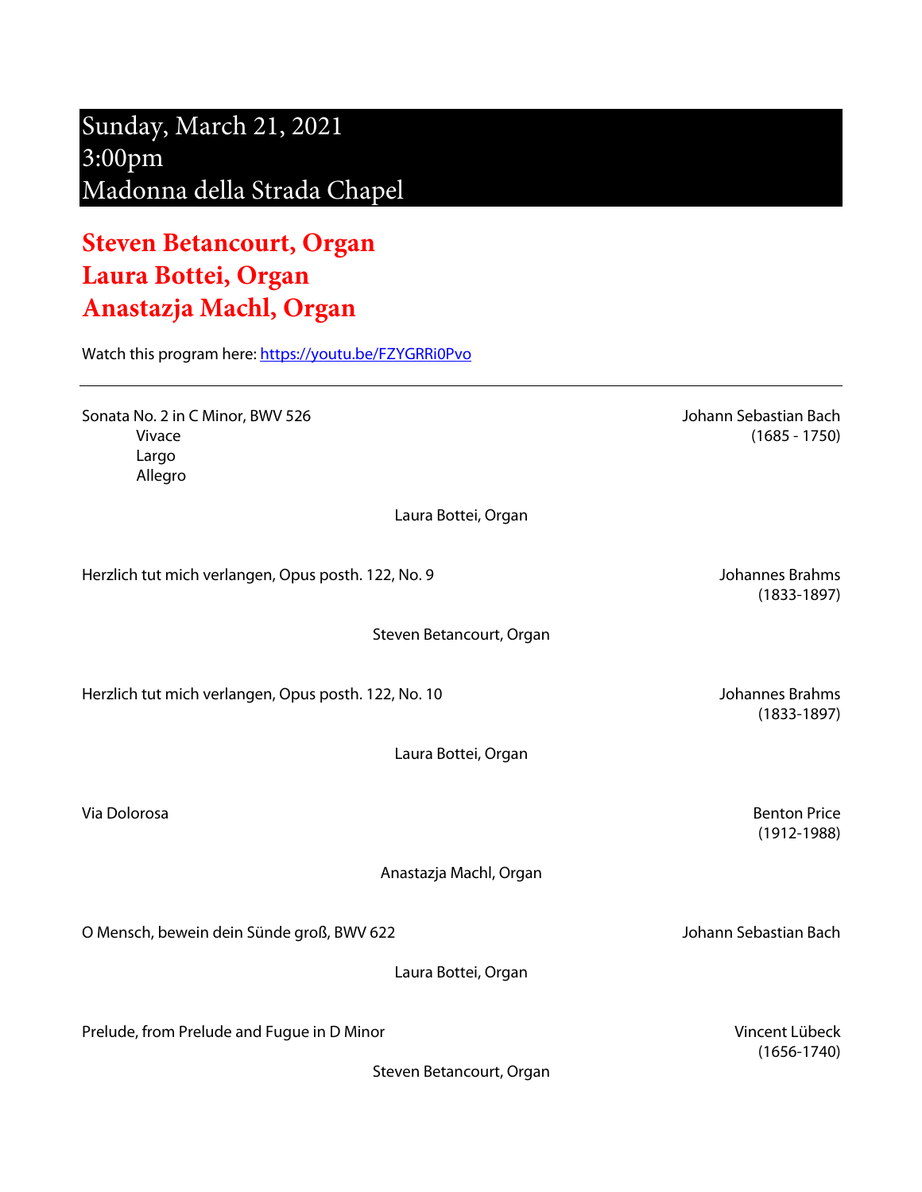# Sunday, March 21, 2021
# 3:00pm
# Madonna della Strada Chapel

## Steven Betancourt, Organ
## Laura Bottei, Organ
## Anastazja Machl, Organ

Watch this program here: [https://youtu.be/FZYGRRi0Pvo](https://youtu.be/FZYGRRi0Pvo)

---

Sonata No. 2 in C Minor, BWV 526 — Johann Sebastian Bach (1685 - 1750)

- Vivace
- Largo
- Allegro

Laura Bottei, Organ

Herzlich tut mich verlangen, Opus posth. 122, No. 9 — Johannes Brahms (1833-1897)

Steven Betancourt, Organ

Herzlich tut mich verlangen, Opus posth. 122, No. 10 — Johannes Brahms (1833-1897)

Laura Bottei, Organ

Via Dolorosa — Benton Price (1912-1988)

Anastazja Machl, Organ

O Mensch, bewein dein Sünde groß, BWV 622 — Johann Sebastian Bach

Laura Bottei, Organ

Prelude, from Prelude and Fugue in D Minor — Vincent Lübeck (1656-1740)

Steven Betancourt, Organ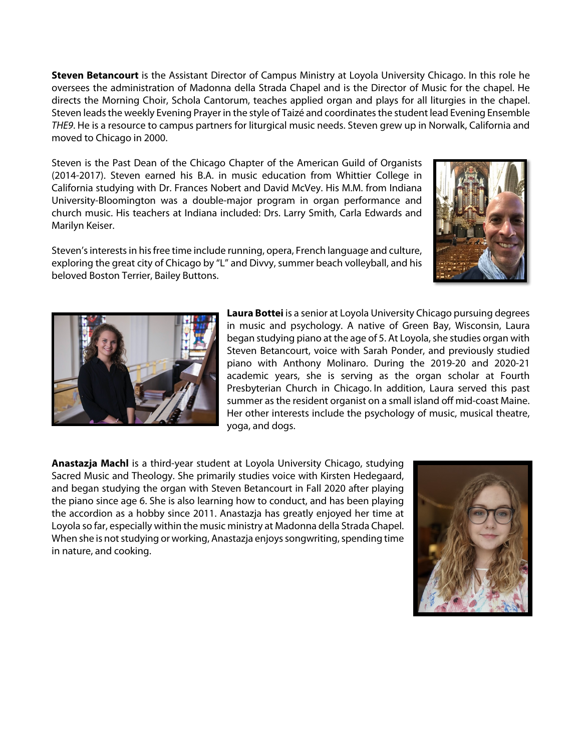**Steven Betancourt** is the Assistant Director of Campus Ministry at Loyola University Chicago. In this role he oversees the administration of Madonna della Strada Chapel and is the Director of Music for the chapel. He directs the Morning Choir, Schola Cantorum, teaches applied organ and plays for all liturgies in the chapel. Steven leads the weekly Evening Prayer in the style of Taizé and coordinates the student lead Evening Ensemble *THE9*. He is a resource to campus partners for liturgical music needs. Steven grew up in Norwalk, California and moved to Chicago in 2000.

Steven is the Past Dean of the Chicago Chapter of the American Guild of Organists (2014-2017). Steven earned his B.A. in music education from Whittier College in California studying with Dr. Frances Nobert and David McVey. His M.M. from Indiana University-Bloomington was a double-major program in organ performance and church music. His teachers at Indiana included: Drs. Larry Smith, Carla Edwards and Marilyn Keiser.

Steven's interests in his free time include running, opera, French language and culture, exploring the great city of Chicago by "L" and Divvy, summer beach volleyball, and his beloved Boston Terrier, Bailey Buttons.

**Laura Bottei** is a senior at Loyola University Chicago pursuing degrees in music and psychology. A native of Green Bay, Wisconsin, Laura began studying piano at the age of 5. At Loyola, she studies organ with Steven Betancourt, voice with Sarah Ponder, and previously studied piano with Anthony Molinaro. During the 2019-20 and 2020-21 academic years, she is serving as the organ scholar at Fourth Presbyterian Church in Chicago. In addition, Laura served this past summer as the resident organist on a small island off mid-coast Maine. Her other interests include the psychology of music, musical theatre, yoga, and dogs.

**Anastazja Machl** is a third-year student at Loyola University Chicago, studying Sacred Music and Theology. She primarily studies voice with Kirsten Hedegaard, and began studying the organ with Steven Betancourt in Fall 2020 after playing the piano since age 6. She is also learning how to conduct, and has been playing the accordion as a hobby since 2011. Anastazja has greatly enjoyed her time at Loyola so far, especially within the music ministry at Madonna della Strada Chapel. When she is not studying or working, Anastazja enjoys songwriting, spending time in nature, and cooking.